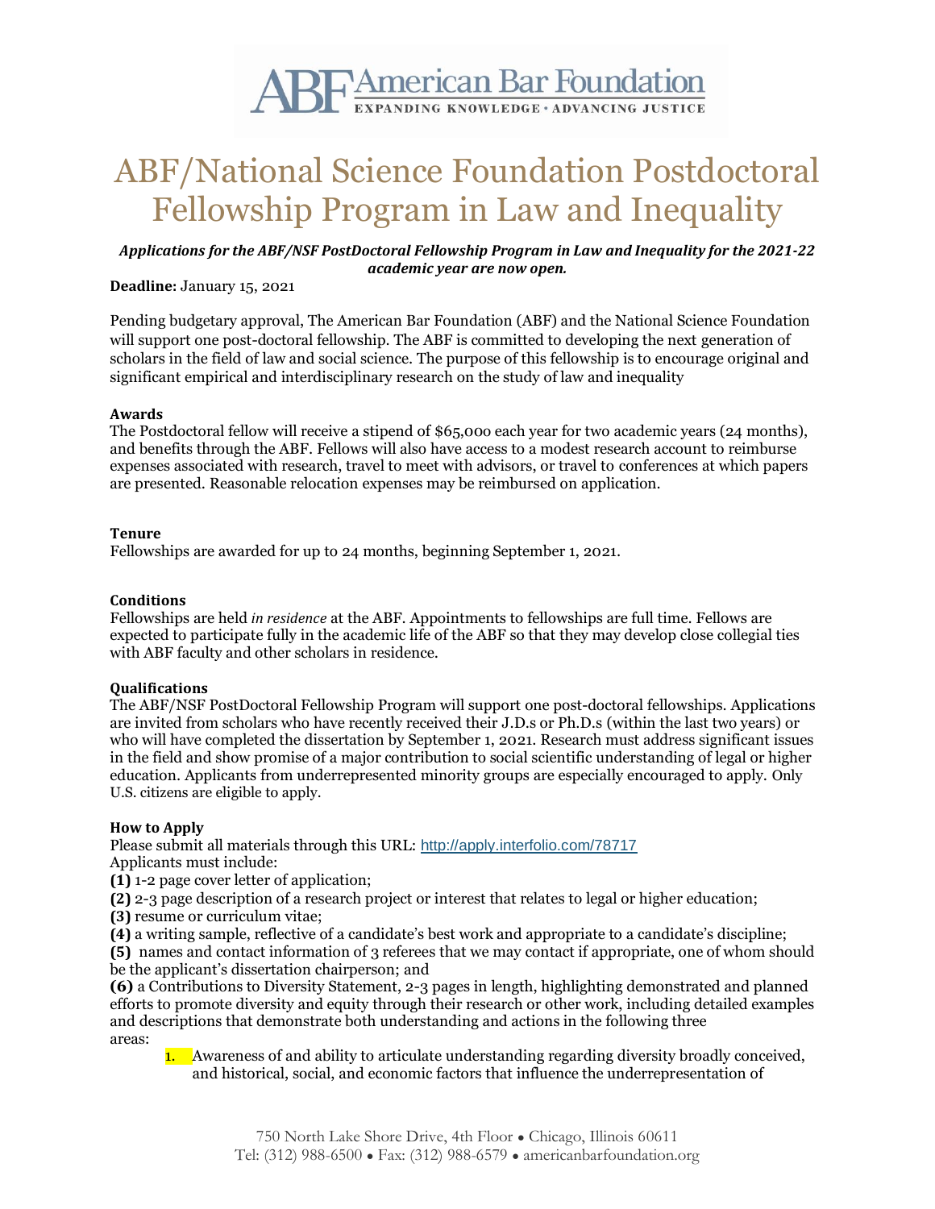# ABF/National Science Foundation Postdoctoral Fellowship Program in Law and Inequality

***Applications for the ABF/NSF PostDoctoral Fellowship Program in Law and Inequality for the 2021-22 academic year are now open.***

**Deadline:** January 15, 2021

Pending budgetary approval, The American Bar Foundation (ABF) and the National Science Foundation will support one post-doctoral fellowship. The ABF is committed to developing the next generation of scholars in the field of law and social science. The purpose of this fellowship is to encourage original and significant empirical and interdisciplinary research on the study of law and inequality

**Awards**

The Postdoctoral fellow will receive a stipend of $65,000 each year for two academic years (24 months), and benefits through the ABF. Fellows will also have access to a modest research account to reimburse expenses associated with research, travel to meet with advisors, or travel to conferences at which papers are presented. Reasonable relocation expenses may be reimbursed on application.

**Tenure**

Fellowships are awarded for up to 24 months, beginning September 1, 2021.

**Conditions**

Fellowships are held *in residence* at the ABF. Appointments to fellowships are full time. Fellows are expected to participate fully in the academic life of the ABF so that they may develop close collegial ties with ABF faculty and other scholars in residence.

**Qualifications**

The ABF/NSF PostDoctoral Fellowship Program will support one post-doctoral fellowships. Applications are invited from scholars who have recently received their J.D.s or Ph.D.s (within the last two years) or who will have completed the dissertation by September 1, 2021. Research must address significant issues in the field and show promise of a major contribution to social scientific understanding of legal or higher education. Applicants from underrepresented minority groups are especially encouraged to apply. Only U.S. citizens are eligible to apply.

**How to Apply**

Please submit all materials through this URL: http://apply.interfolio.com/78717

Applicants must include:

**(1)** 1-2 page cover letter of application;

**(2)** 2-3 page description of a research project or interest that relates to legal or higher education;

**(3)** resume or curriculum vitae;

**(4)** a writing sample, reflective of a candidate's best work and appropriate to a candidate's discipline;

**(5)** names and contact information of 3 referees that we may contact if appropriate, one of whom should be the applicant's dissertation chairperson; and

**(6)** a Contributions to Diversity Statement, 2-3 pages in length, highlighting demonstrated and planned efforts to promote diversity and equity through their research or other work, including detailed examples and descriptions that demonstrate both understanding and actions in the following three areas:

1. Awareness of and ability to articulate understanding regarding diversity broadly conceived, and historical, social, and economic factors that influence the underrepresentation of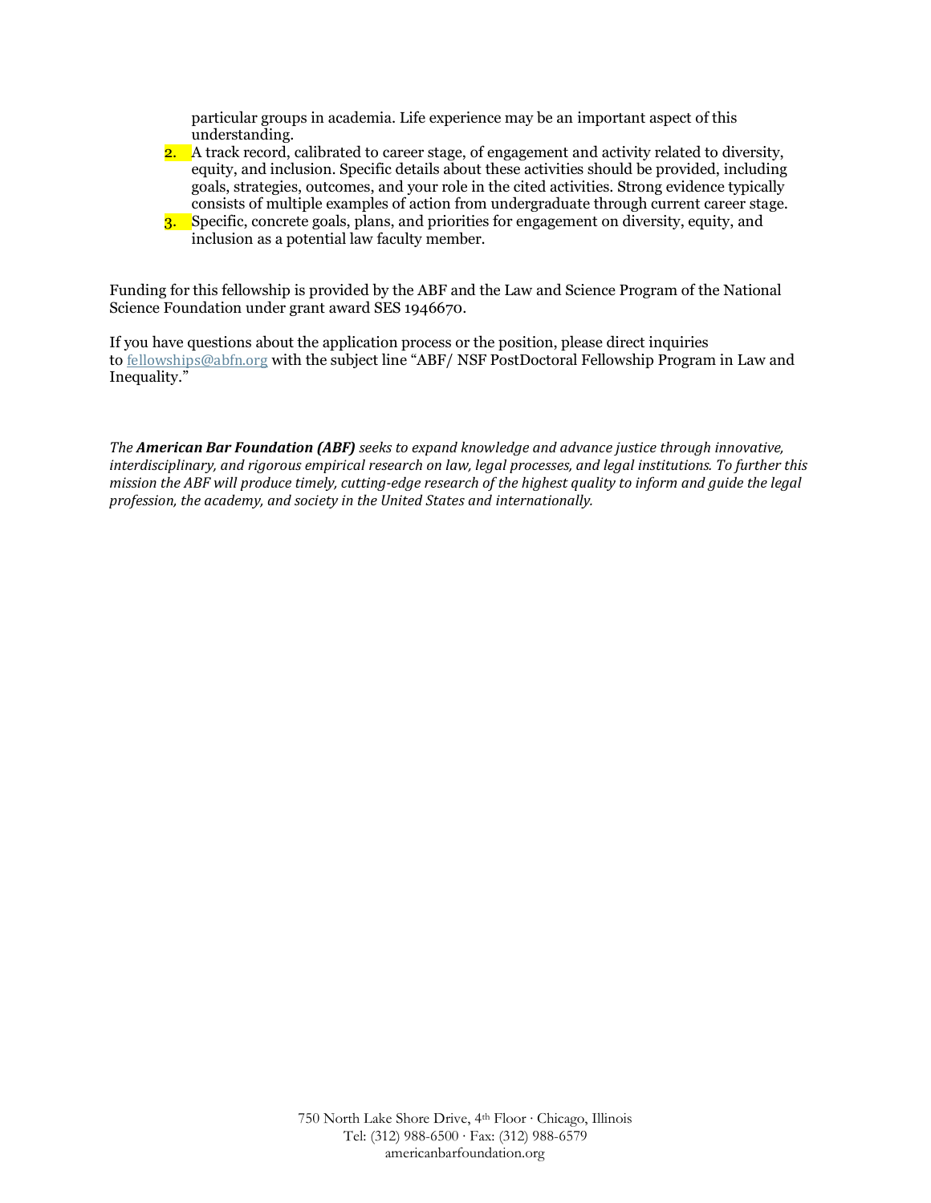particular groups in academia. Life experience may be an important aspect of this understanding.

2. A track record, calibrated to career stage, of engagement and activity related to diversity, equity, and inclusion. Specific details about these activities should be provided, including goals, strategies, outcomes, and your role in the cited activities. Strong evidence typically consists of multiple examples of action from undergraduate through current career stage.
3. Specific, concrete goals, plans, and priorities for engagement on diversity, equity, and inclusion as a potential law faculty member.

Funding for this fellowship is provided by the ABF and the Law and Science Program of the National Science Foundation under grant award SES 1946670.

If you have questions about the application process or the position, please direct inquiries to fellowships@abfn.org with the subject line "ABF/ NSF PostDoctoral Fellowship Program in Law and Inequality."

*The **American Bar Foundation (ABF)** seeks to expand knowledge and advance justice through innovative, interdisciplinary, and rigorous empirical research on law, legal processes, and legal institutions. To further this mission the ABF will produce timely, cutting-edge research of the highest quality to inform and guide the legal profession, the academy, and society in the United States and internationally.*

750 North Lake Shore Drive, 4th Floor · Chicago, Illinois
Tel: (312) 988-6500 · Fax: (312) 988-6579
americanbarfoundation.org